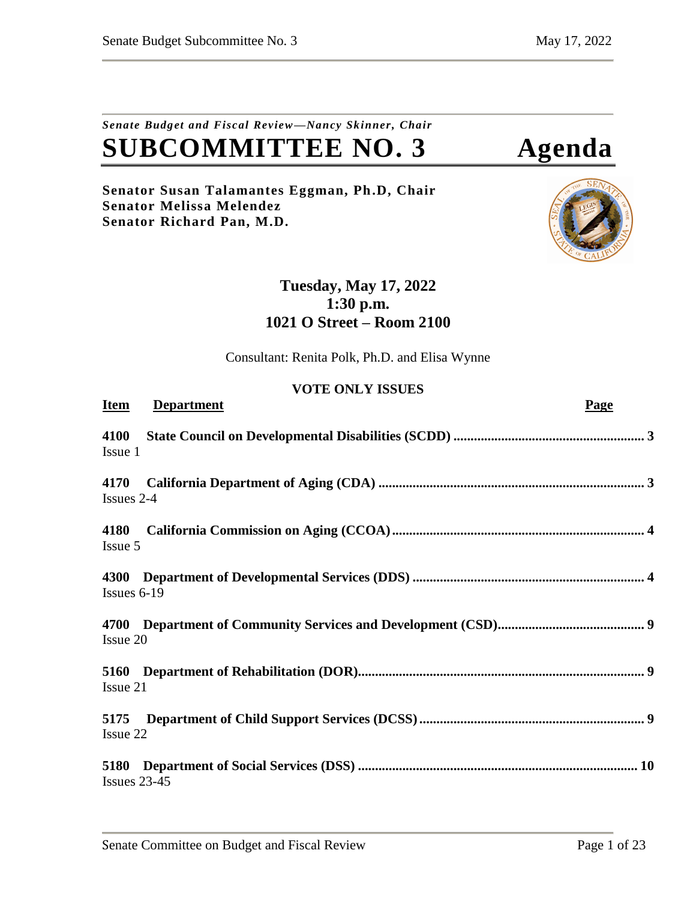*Senate Budget and Fiscal Review—Nancy Skinner, Chair*

# SUBCOMMITTEE NO. 3 Agenda

**Senator Susan Talamantes Eggman, Ph.D, Chair**
**Senator Melissa Melendez**
**Senator Richard Pan, M.D.**

**Tuesday, May 17, 2022**
**1:30 p.m.**
**1021 O Street – Room 2100**

Consultant: Renita Polk, Ph.D. and Elisa Wynne

## VOTE ONLY ISSUES

| Item | Department | Page |
|---|---|---|
| **4100** Issue 1 | **State Council on Developmental Disabilities (SCDD)** | **3** |
| **4170** Issues 2-4 | **California Department of Aging (CDA)** | **3** |
| **4180** Issue 5 | **California Commission on Aging (CCOA)** | **4** |
| **4300** Issues 6-19 | **Department of Developmental Services (DDS)** | **4** |
| **4700** Issue 20 | **Department of Community Services and Development (CSD)** | **9** |
| **5160** Issue 21 | **Department of Rehabilitation (DOR)** | **9** |
| **5175** Issue 22 | **Department of Child Support Services (DCSS)** | **9** |
| **5180** Issues 23-45 | **Department of Social Services (DSS)** | **10** |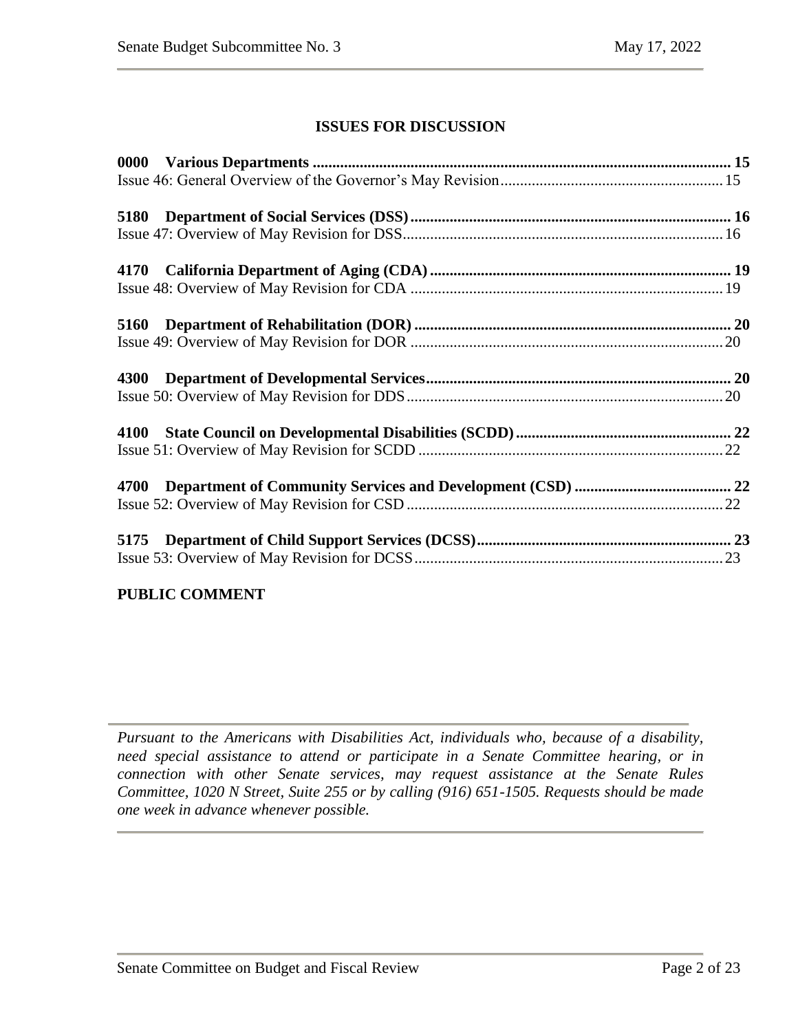## ISSUES FOR DISCUSSION

**0000 Various Departments ........ 15**
Issue 46: General Overview of the Governor's May Revision ........ 15

**5180 Department of Social Services (DSS) ........ 16**
Issue 47: Overview of May Revision for DSS ........ 16

**4170 California Department of Aging (CDA) ........ 19**
Issue 48: Overview of May Revision for CDA ........ 19

**5160 Department of Rehabilitation (DOR) ........ 20**
Issue 49: Overview of May Revision for DOR ........ 20

**4300 Department of Developmental Services ........ 20**
Issue 50: Overview of May Revision for DDS ........ 20

**4100 State Council on Developmental Disabilities (SCDD) ........ 22**
Issue 51: Overview of May Revision for SCDD ........ 22

**4700 Department of Community Services and Development (CSD) ........ 22**
Issue 52: Overview of May Revision for CSD ........ 22

**5175 Department of Child Support Services (DCSS) ........ 23**
Issue 53: Overview of May Revision for DCSS ........ 23

**PUBLIC COMMENT**

---

*Pursuant to the Americans with Disabilities Act, individuals who, because of a disability, need special assistance to attend or participate in a Senate Committee hearing, or in connection with other Senate services, may request assistance at the Senate Rules Committee, 1020 N Street, Suite 255 or by calling (916) 651-1505. Requests should be made one week in advance whenever possible.*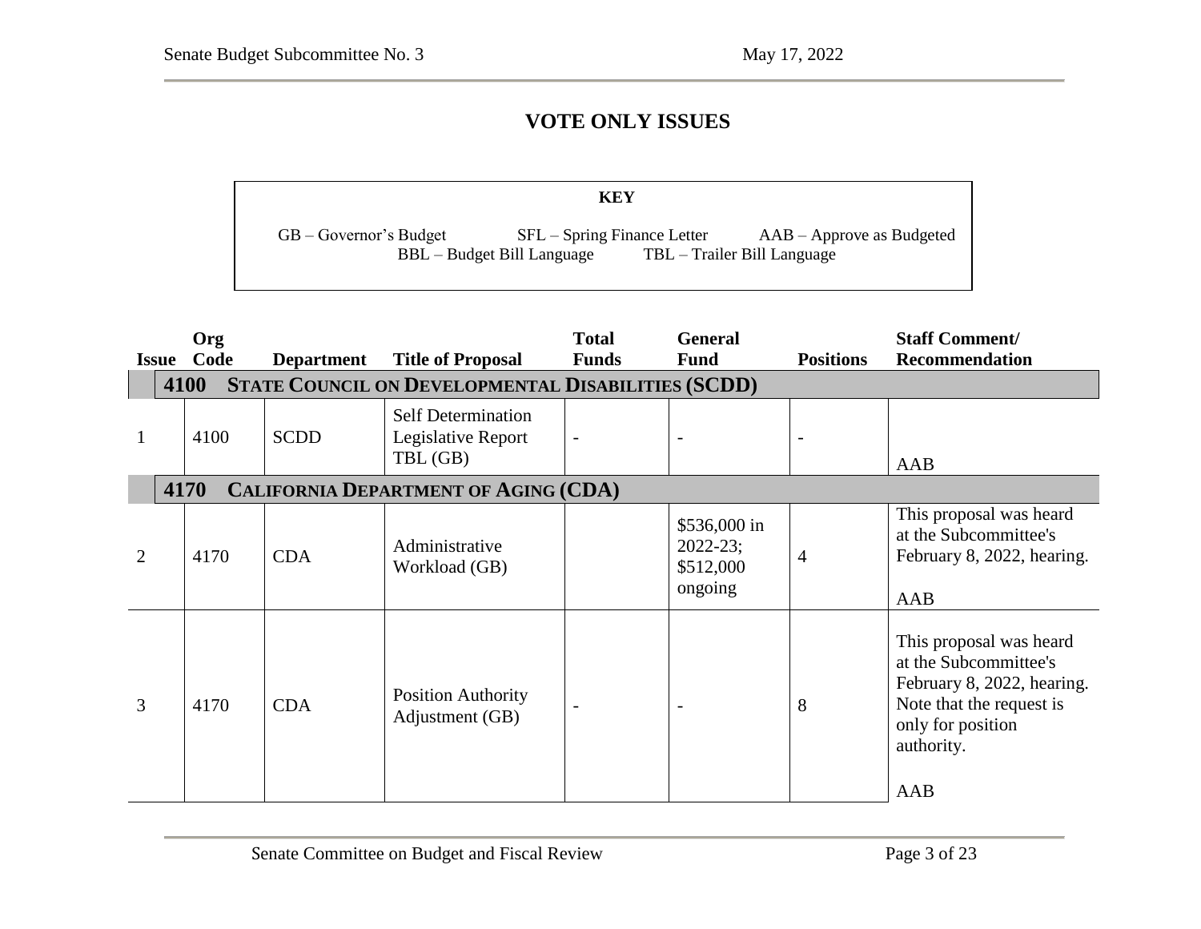# VOTE ONLY ISSUES

**KEY**

GB – Governor's Budget    SFL – Spring Finance Letter    AAB – Approve as Budgeted
BBL – Budget Bill Language    TBL – Trailer Bill Language

| Issue | Org Code | Department | Title of Proposal | Total Funds | General Fund | Positions | Staff Comment/ Recommendation |
|---|---|---|---|---|---|---|---|
| | **4100** | **STATE COUNCIL ON DEVELOPMENTAL DISABILITIES (SCDD)** | | | | | |
| 1 | 4100 | SCDD | Self Determination Legislative Report TBL (GB) | - | - | - | AAB |
| | **4170** | **CALIFORNIA DEPARTMENT OF AGING (CDA)** | | | | | |
| 2 | 4170 | CDA | Administrative Workload (GB) | | $536,000 in 2022-23; $512,000 ongoing | 4 | This proposal was heard at the Subcommittee's February 8, 2022, hearing. AAB |
| 3 | 4170 | CDA | Position Authority Adjustment (GB) | - | - | 8 | This proposal was heard at the Subcommittee's February 8, 2022, hearing. Note that the request is only for position authority. AAB |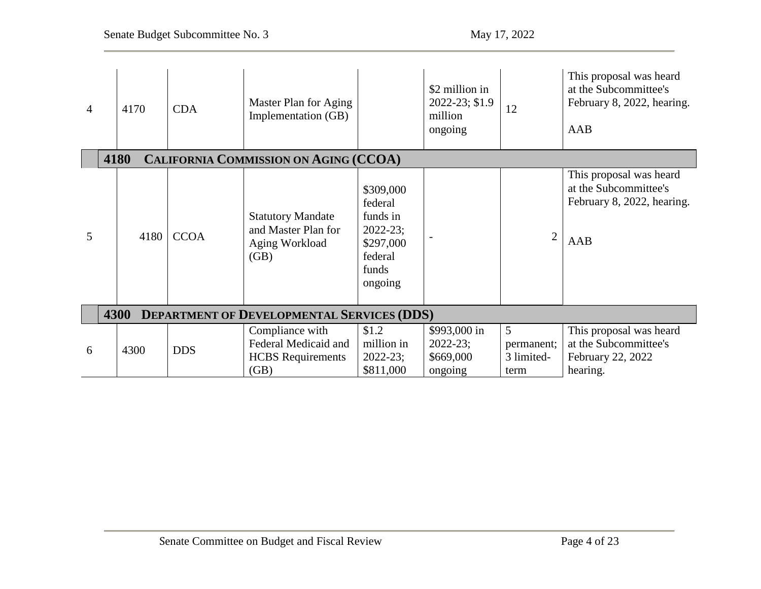| | | | | | | | |
|---|---|---|---|---|---|---|---|
| 4 | 4170 | CDA | Master Plan for Aging Implementation (GB) | | $2 million in 2022-23; $1.9 million ongoing | 12 | This proposal was heard at the Subcommittee's February 8, 2022, hearing. AAB |
| | **4180 CALIFORNIA COMMISSION ON AGING (CCOA)** | | | | | | |
| 5 | 4180 | CCOA | Statutory Mandate and Master Plan for Aging Workload (GB) | $309,000 federal funds in 2022-23; $297,000 federal funds ongoing | - | 2 | This proposal was heard at the Subcommittee's February 8, 2022, hearing. AAB |
| | **4300 DEPARTMENT OF DEVELOPMENTAL SERVICES (DDS)** | | | | | | |
| 6 | 4300 | DDS | Compliance with Federal Medicaid and HCBS Requirements (GB) | $1.2 million in 2022-23; $811,000 | $993,000 in 2022-23; $669,000 ongoing | 5 permanent; 3 limited-term | This proposal was heard at the Subcommittee's February 22, 2022 hearing. |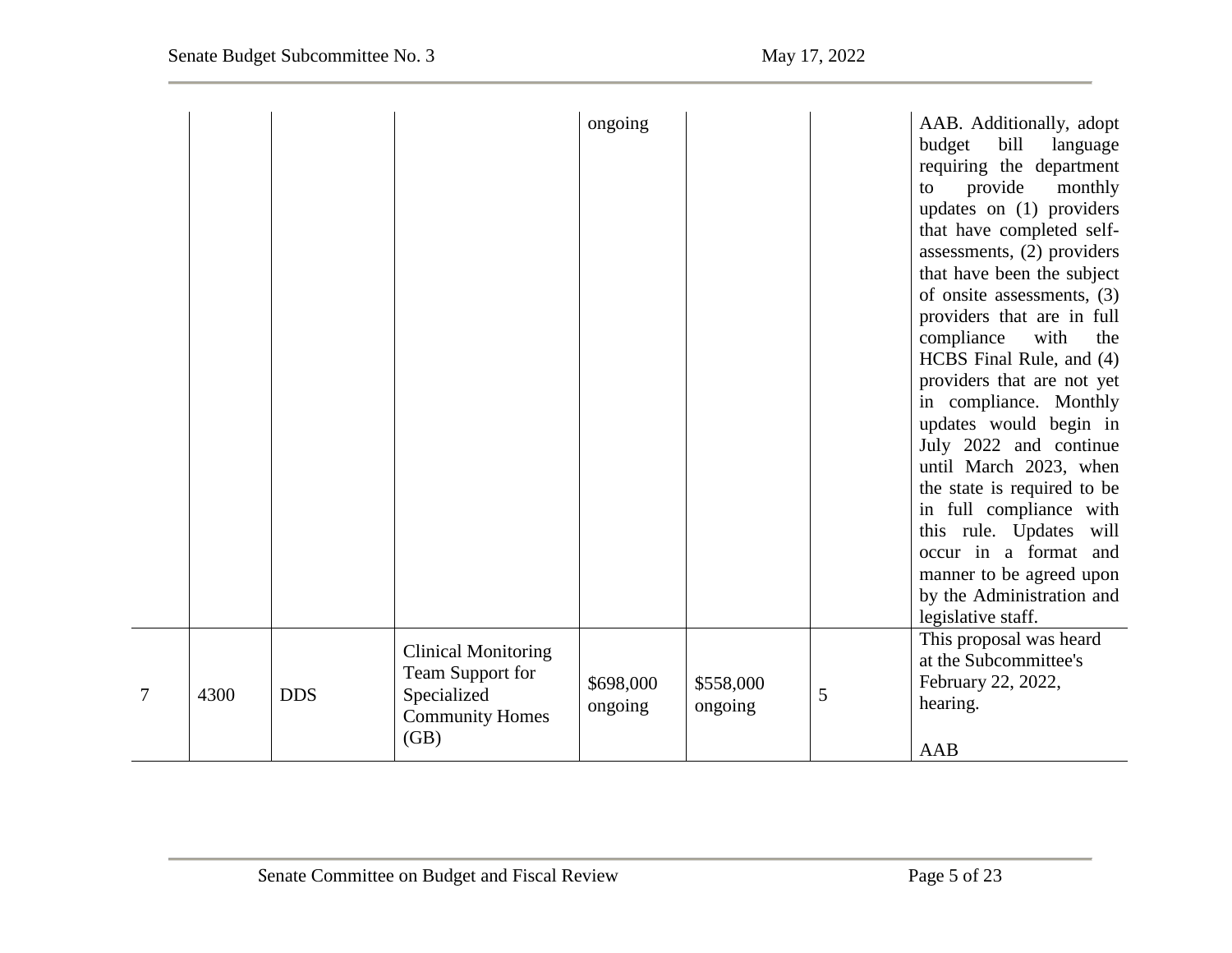| | | | | | | | |
|---|---|---|---|---|---|---|---|
| | | | | ongoing | | | AAB. Additionally, adopt budget bill language requiring the department to provide monthly updates on (1) providers that have completed self-assessments, (2) providers that have been the subject of onsite assessments, (3) providers that are in full compliance with the HCBS Final Rule, and (4) providers that are not yet in compliance. Monthly updates would begin in July 2022 and continue until March 2023, when the state is required to be in full compliance with this rule. Updates will occur in a format and manner to be agreed upon by the Administration and legislative staff. |
| 7 | 4300 | DDS | Clinical Monitoring Team Support for Specialized Community Homes (GB) | $698,000 ongoing | $558,000 ongoing | 5 | This proposal was heard at the Subcommittee's February 22, 2022, hearing.<br><br>AAB |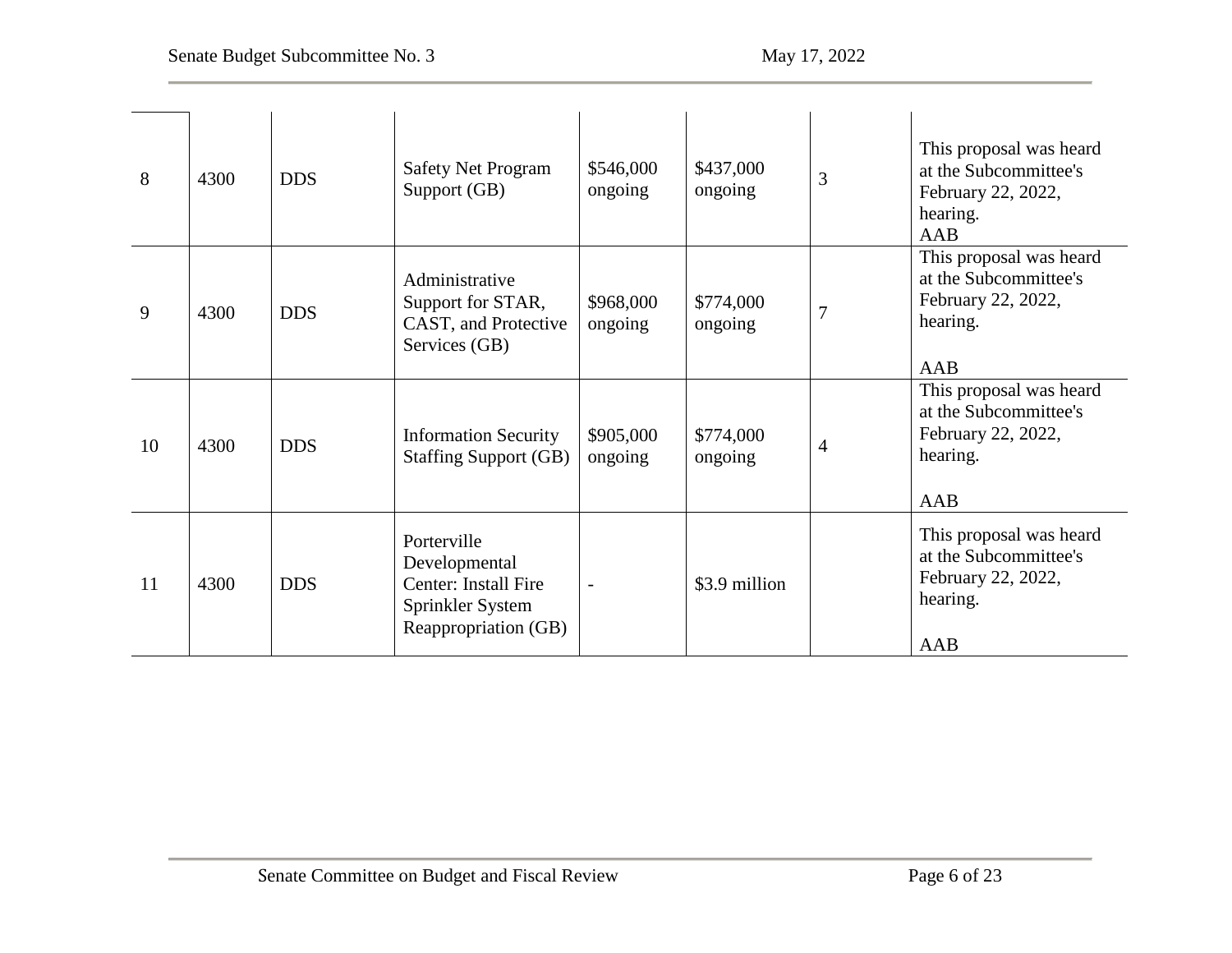| 8 | 4300 | DDS | Safety Net Program Support (GB) | $546,000 ongoing | $437,000 ongoing | 3 | This proposal was heard at the Subcommittee's February 22, 2022, hearing. AAB |
|---|---|---|---|---|---|---|---|
| 9 | 4300 | DDS | Administrative Support for STAR, CAST, and Protective Services (GB) | $968,000 ongoing | $774,000 ongoing | 7 | This proposal was heard at the Subcommittee's February 22, 2022, hearing. AAB |
| 10 | 4300 | DDS | Information Security Staffing Support (GB) | $905,000 ongoing | $774,000 ongoing | 4 | This proposal was heard at the Subcommittee's February 22, 2022, hearing. AAB |
| 11 | 4300 | DDS | Porterville Developmental Center: Install Fire Sprinkler System Reappropriation (GB) | - | $3.9 million | | This proposal was heard at the Subcommittee's February 22, 2022, hearing. AAB |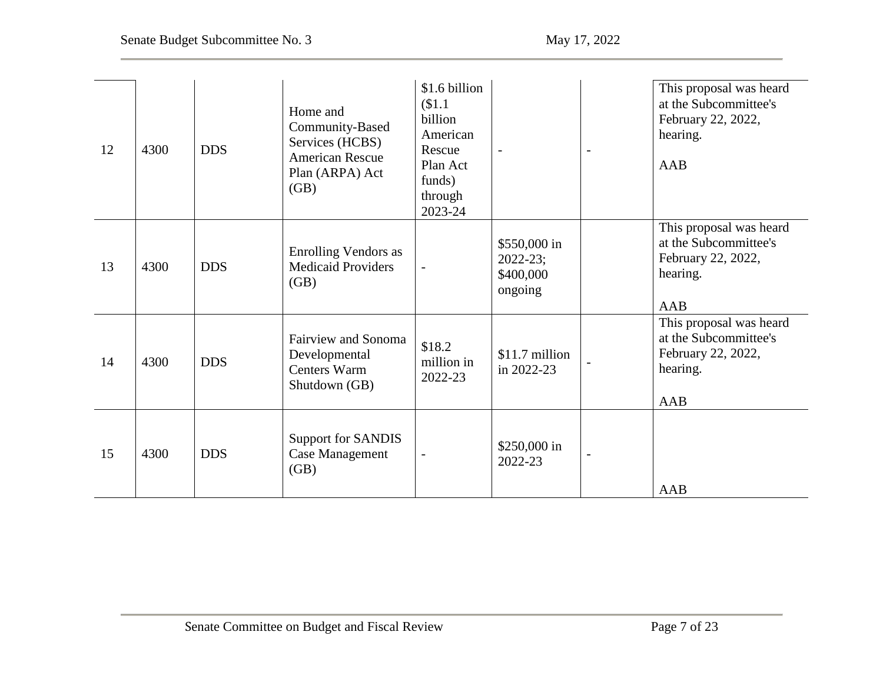| 12 | 4300 | DDS | Home and Community-Based Services (HCBS) American Rescue Plan (ARPA) Act (GB) | $1.6 billion ($1.1 billion American Rescue Plan Act funds) through 2023-24 | - | - | This proposal was heard at the Subcommittee's February 22, 2022, hearing.<br><br>AAB |
|---|---|---|---|---|---|---|---|
| 13 | 4300 | DDS | Enrolling Vendors as Medicaid Providers (GB) | - | $550,000 in 2022-23; $400,000 ongoing | | This proposal was heard at the Subcommittee's February 22, 2022, hearing.<br><br>AAB |
| 14 | 4300 | DDS | Fairview and Sonoma Developmental Centers Warm Shutdown (GB) | $18.2 million in 2022-23 | $11.7 million in 2022-23 | - | This proposal was heard at the Subcommittee's February 22, 2022, hearing.<br><br>AAB |
| 15 | 4300 | DDS | Support for SANDIS Case Management (GB) | - | $250,000 in 2022-23 | - | AAB |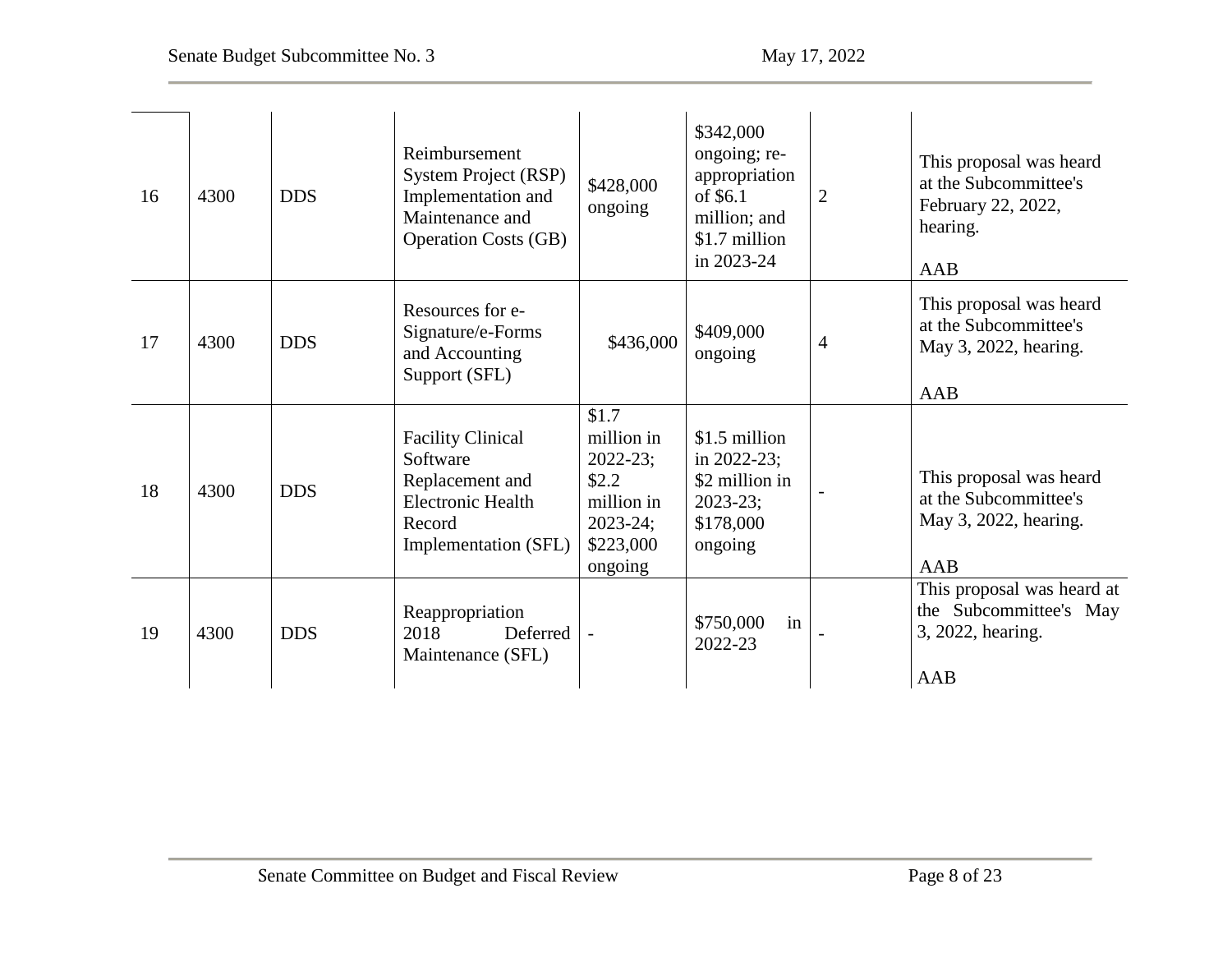| | | | | | | | |
|---|---|---|---|---|---|---|---|
| 16 | 4300 | DDS | Reimbursement System Project (RSP) Implementation and Maintenance and Operation Costs (GB) | $428,000 ongoing | $342,000 ongoing; re-appropriation of $6.1 million; and $1.7 million in 2023-24 | 2 | This proposal was heard at the Subcommittee's February 22, 2022, hearing.<br><br>AAB |
| 17 | 4300 | DDS | Resources for e-Signature/e-Forms and Accounting Support (SFL) | $436,000 | $409,000 ongoing | 4 | This proposal was heard at the Subcommittee's May 3, 2022, hearing.<br><br>AAB |
| 18 | 4300 | DDS | Facility Clinical Software Replacement and Electronic Health Record Implementation (SFL) | $1.7 million in 2022-23; $2.2 million in 2023-24; $223,000 ongoing | $1.5 million in 2022-23; $2 million in 2023-23; $178,000 ongoing | - | This proposal was heard at the Subcommittee's May 3, 2022, hearing.<br><br>AAB |
| 19 | 4300 | DDS | Reappropriation 2018 Deferred Maintenance (SFL) | - | $750,000 in 2022-23 | - | This proposal was heard at the Subcommittee's May 3, 2022, hearing.<br><br>AAB |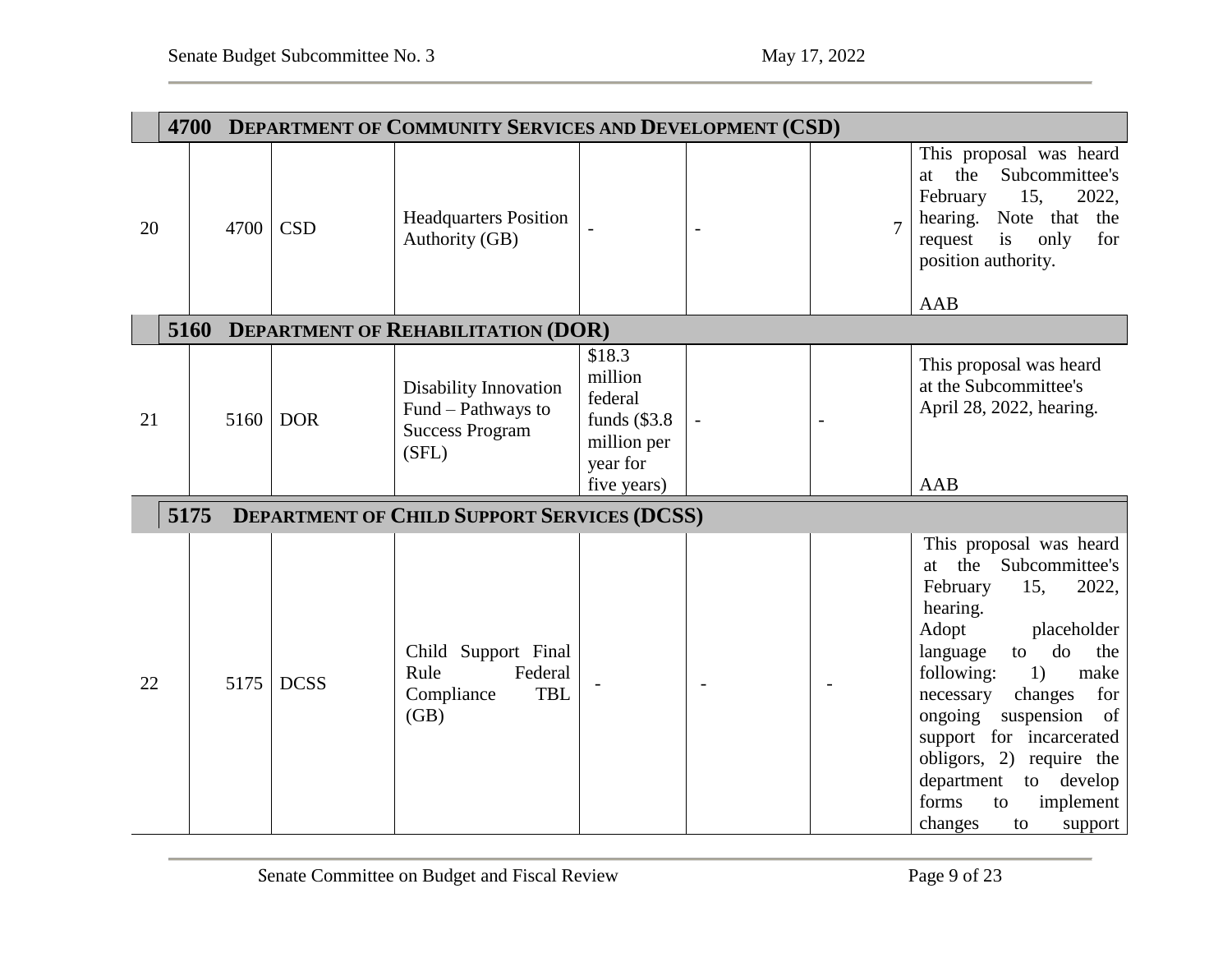| | | | | | | | |
|---|---|---|---|---|---|---|---|
| **4700** | **DEPARTMENT OF COMMUNITY SERVICES AND DEVELOPMENT (CSD)** | | | | | | |
| 20 | 4700 | CSD | Headquarters Position Authority (GB) | - | - | 7 | This proposal was heard at the Subcommittee's February 15, 2022, hearing. Note that the request is only for position authority.<br><br>AAB |
| **5160** | **DEPARTMENT OF REHABILITATION (DOR)** | | | | | | |
| 21 | 5160 | DOR | Disability Innovation Fund – Pathways to Success Program (SFL) | $18.3 million federal funds ($3.8 million per year for five years) | - | - | This proposal was heard at the Subcommittee's April 28, 2022, hearing.<br><br>AAB |
| **5175** | **DEPARTMENT OF CHILD SUPPORT SERVICES (DCSS)** | | | | | | |
| 22 | 5175 | DCSS | Child Support Final Rule Federal Compliance TBL (GB) | - | - | - | This proposal was heard at the Subcommittee's February 15, 2022, hearing.<br>Adopt placeholder language to do the following: 1) make necessary changes for ongoing suspension of support for incarcerated obligors, 2) require the department to develop forms to implement changes to support |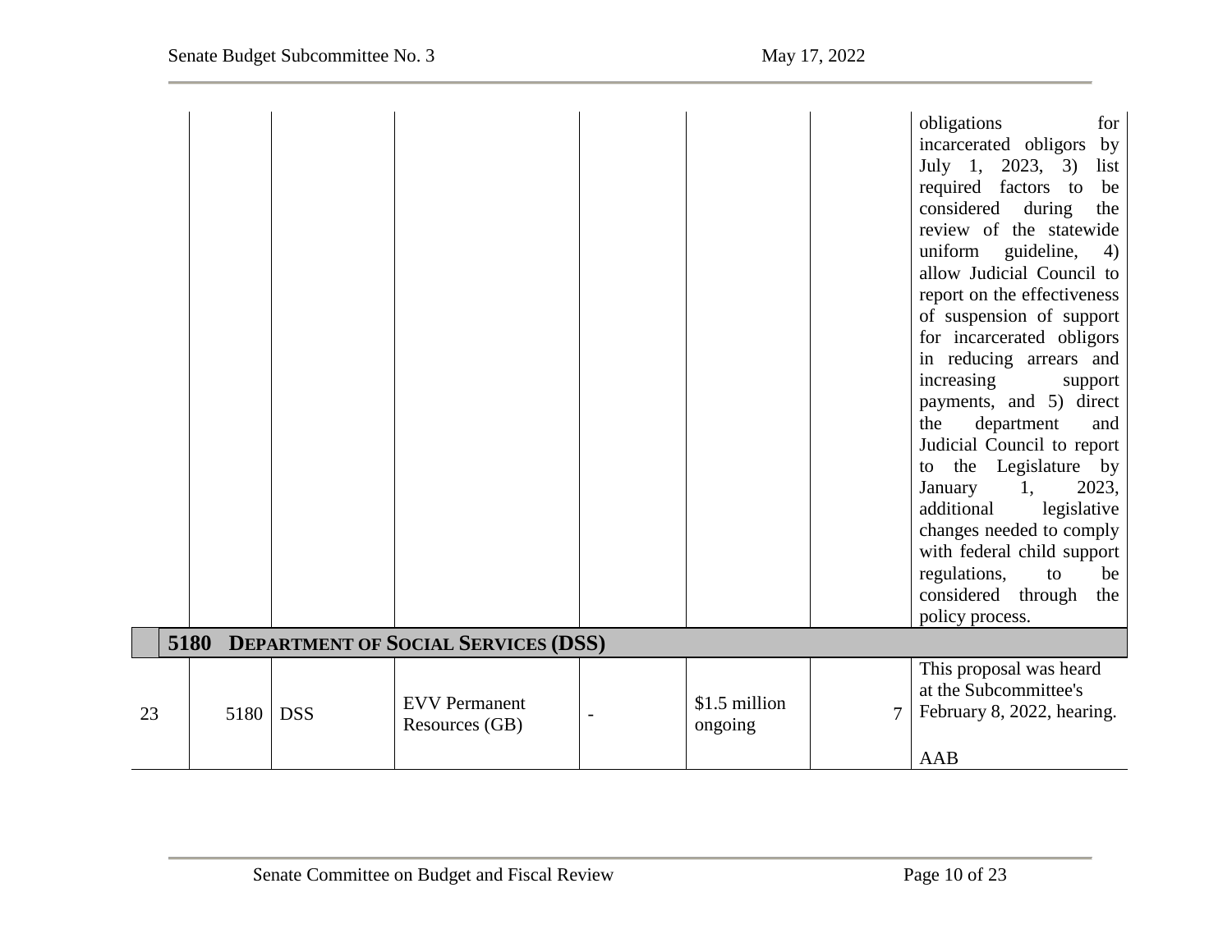| | | | | | | | |
|---|---|---|---|---|---|---|---|
| | | | | | | | obligations for incarcerated obligors by July 1, 2023, 3) list required factors to be considered during the review of the statewide uniform guideline, 4) allow Judicial Council to report on the effectiveness of suspension of support for incarcerated obligors in reducing arrears and increasing support payments, and 5) direct the department and Judicial Council to report to the Legislature by January 1, 2023, additional legislative changes needed to comply with federal child support regulations, to be considered through the policy process. |
| **5180 DEPARTMENT OF SOCIAL SERVICES (DSS)** | | | | | | | |
| 23 | 5180 | DSS | EVV Permanent Resources (GB) | - | $1.5 million ongoing | 7 | This proposal was heard at the Subcommittee's February 8, 2022, hearing.<br><br>AAB |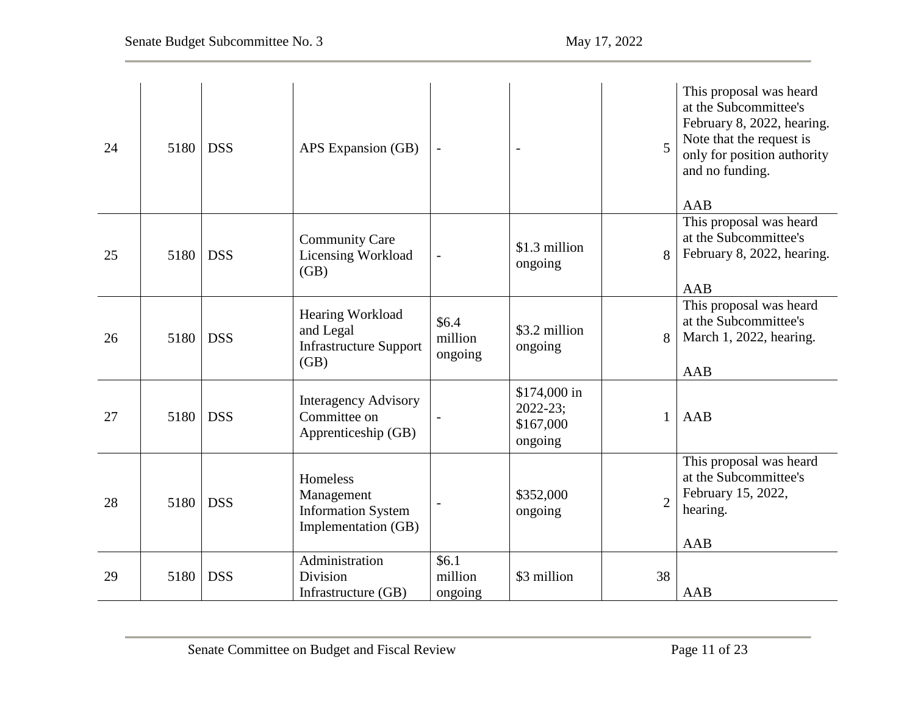| 24 | 5180 | DSS | APS Expansion (GB) | - | - | 5 | This proposal was heard at the Subcommittee's February 8, 2022, hearing. Note that the request is only for position authority and no funding.<br><br>AAB |
|---|---|---|---|---|---|---|---|
| 25 | 5180 | DSS | Community Care Licensing Workload (GB) | - | $1.3 million ongoing | 8 | This proposal was heard at the Subcommittee's February 8, 2022, hearing.<br><br>AAB |
| 26 | 5180 | DSS | Hearing Workload and Legal Infrastructure Support (GB) | $6.4 million ongoing | $3.2 million ongoing | 8 | This proposal was heard at the Subcommittee's March 1, 2022, hearing.<br><br>AAB |
| 27 | 5180 | DSS | Interagency Advisory Committee on Apprenticeship (GB) | - | $174,000 in 2022-23; $167,000 ongoing | 1 | AAB |
| 28 | 5180 | DSS | Homeless Management Information System Implementation (GB) | - | $352,000 ongoing | 2 | This proposal was heard at the Subcommittee's February 15, 2022, hearing.<br><br>AAB |
| 29 | 5180 | DSS | Administration Division Infrastructure (GB) | $6.1 million ongoing | $3 million | 38 | AAB |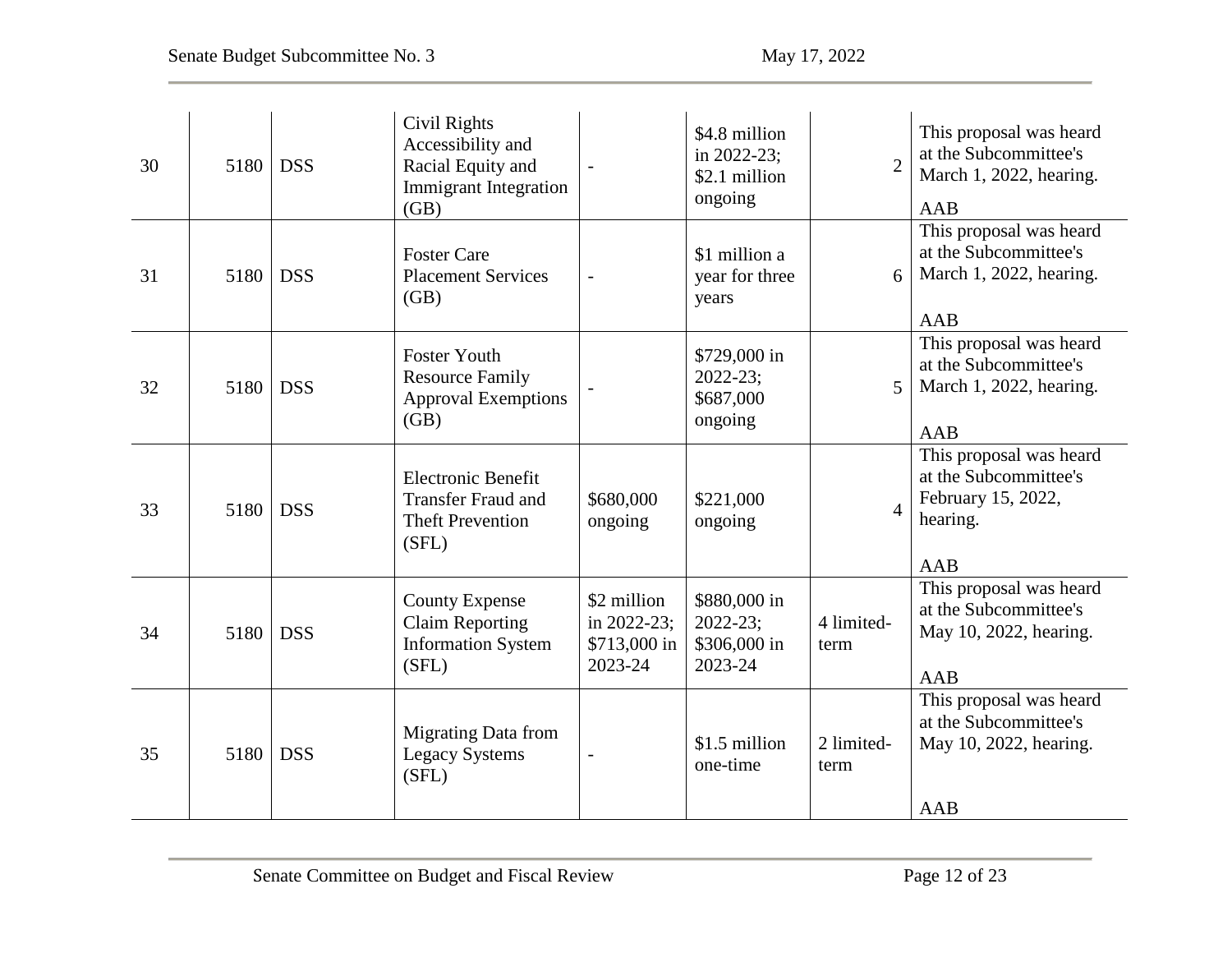| 30 | 5180 | DSS | Civil Rights Accessibility and Racial Equity and Immigrant Integration (GB) | - | $4.8 million in 2022-23; $2.1 million ongoing | 2 | This proposal was heard at the Subcommittee's March 1, 2022, hearing. AAB |
|---|---|---|---|---|---|---|---|
| 31 | 5180 | DSS | Foster Care Placement Services (GB) | - | $1 million a year for three years | 6 | This proposal was heard at the Subcommittee's March 1, 2022, hearing. AAB |
| 32 | 5180 | DSS | Foster Youth Resource Family Approval Exemptions (GB) | - | $729,000 in 2022-23; $687,000 ongoing | 5 | This proposal was heard at the Subcommittee's March 1, 2022, hearing. AAB |
| 33 | 5180 | DSS | Electronic Benefit Transfer Fraud and Theft Prevention (SFL) | $680,000 ongoing | $221,000 ongoing | 4 | This proposal was heard at the Subcommittee's February 15, 2022, hearing. AAB |
| 34 | 5180 | DSS | County Expense Claim Reporting Information System (SFL) | $2 million in 2022-23; $713,000 in 2023-24 | $880,000 in 2022-23; $306,000 in 2023-24 | 4 limited-term | This proposal was heard at the Subcommittee's May 10, 2022, hearing. AAB |
| 35 | 5180 | DSS | Migrating Data from Legacy Systems (SFL) | - | $1.5 million one-time | 2 limited-term | This proposal was heard at the Subcommittee's May 10, 2022, hearing. AAB |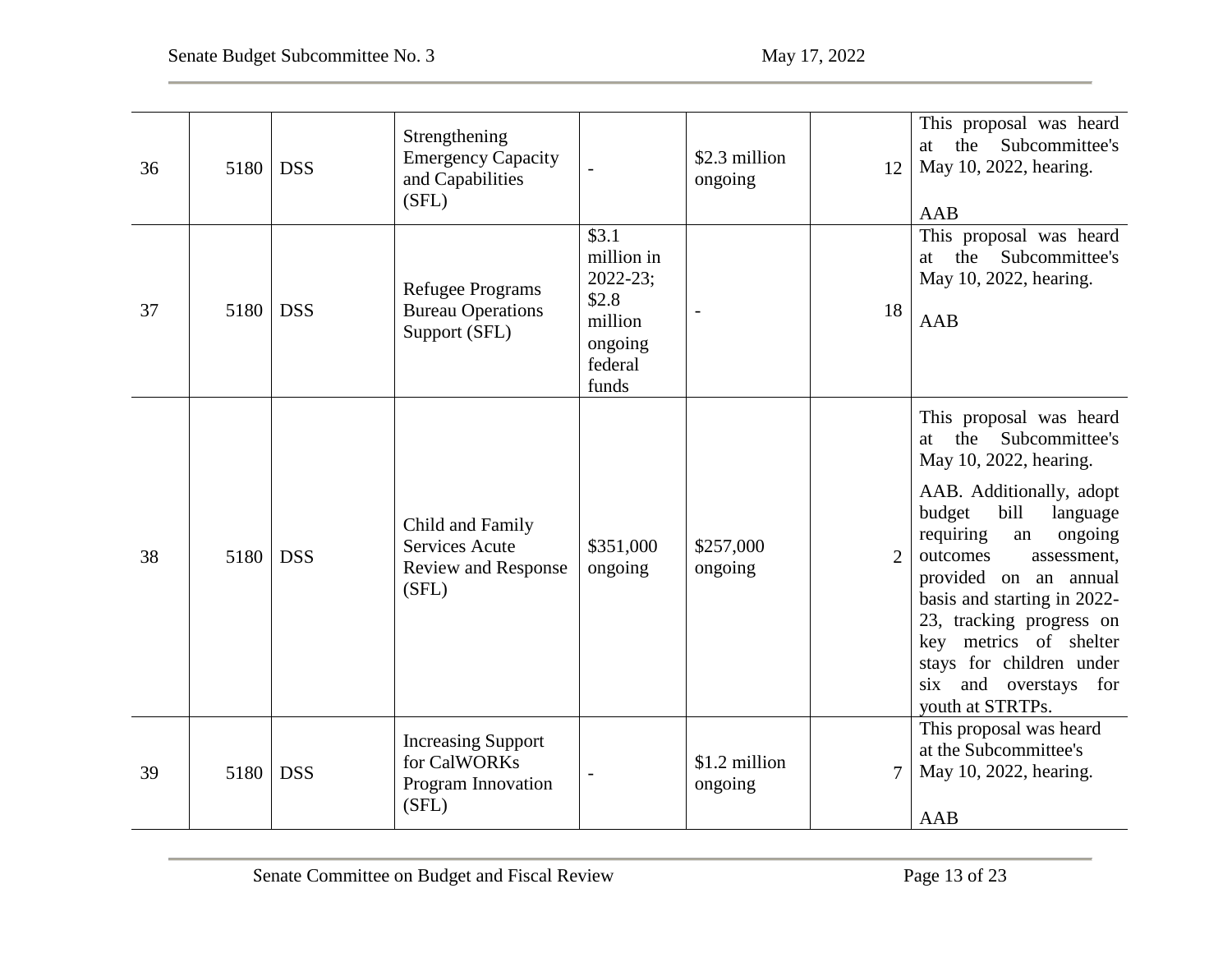| | | | | | | | |
|---|---|---|---|---|---|---|---|
| 36 | 5180 | DSS | Strengthening Emergency Capacity and Capabilities (SFL) | - | $2.3 million ongoing | 12 | This proposal was heard at the Subcommittee's May 10, 2022, hearing.<br><br>AAB |
| 37 | 5180 | DSS | Refugee Programs Bureau Operations Support (SFL) | $3.1 million in 2022-23; $2.8 million ongoing federal funds | - | 18 | This proposal was heard at the Subcommittee's May 10, 2022, hearing.<br><br>AAB |
| 38 | 5180 | DSS | Child and Family Services Acute Review and Response (SFL) | $351,000 ongoing | $257,000 ongoing | 2 | This proposal was heard at the Subcommittee's May 10, 2022, hearing.<br><br>AAB. Additionally, adopt budget bill language requiring an ongoing outcomes assessment, provided on an annual basis and starting in 2022-23, tracking progress on key metrics of shelter stays for children under six and overstays for youth at STRTPs. |
| 39 | 5180 | DSS | Increasing Support for CalWORKs Program Innovation (SFL) | - | $1.2 million ongoing | 7 | This proposal was heard at the Subcommittee's May 10, 2022, hearing.<br><br>AAB |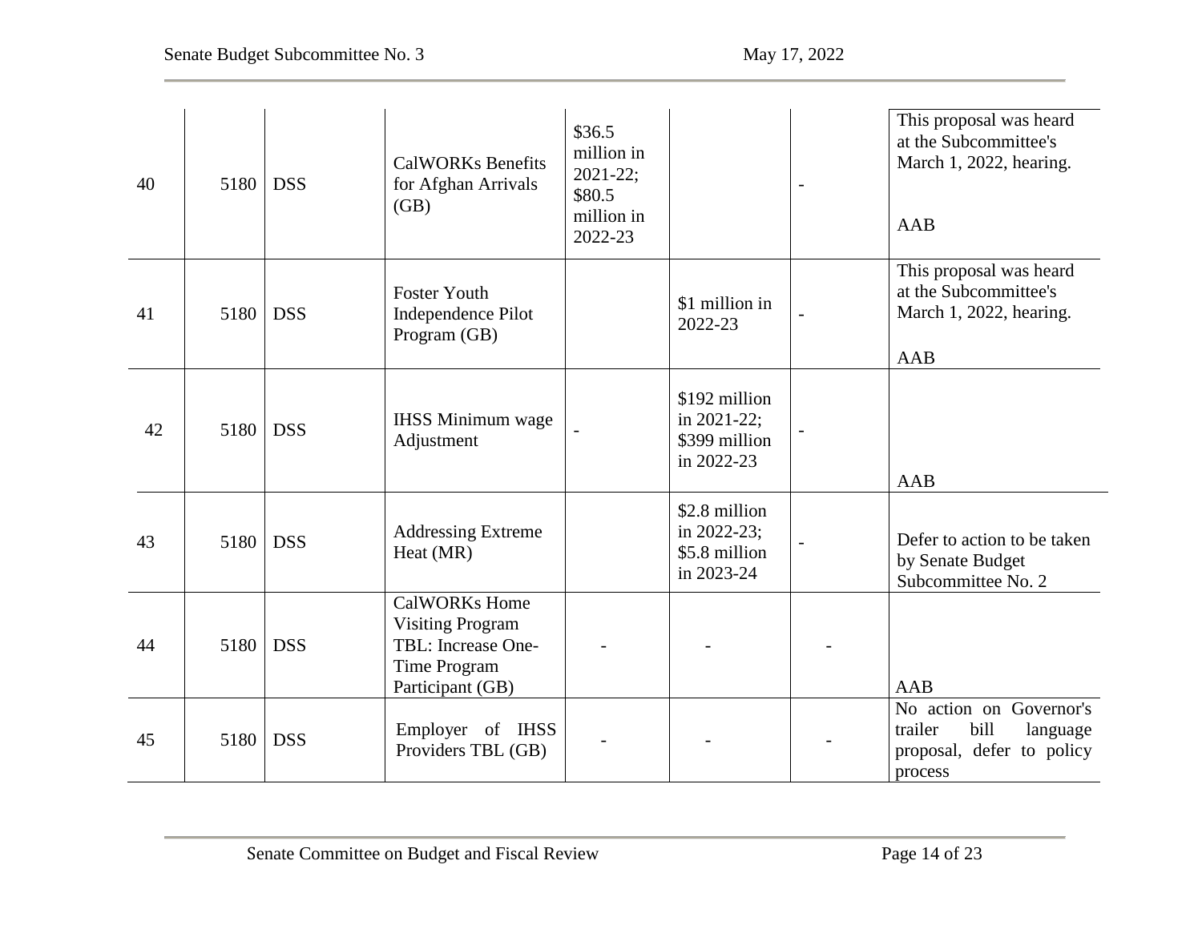| | | | | | | | |
|---|---|---|---|---|---|---|---|
| 40 | 5180 | DSS | CalWORKs Benefits for Afghan Arrivals (GB) | $36.5 million in 2021-22; $80.5 million in 2022-23 | | - | This proposal was heard at the Subcommittee's March 1, 2022, hearing.<br><br>AAB |
| 41 | 5180 | DSS | Foster Youth Independence Pilot Program (GB) | | $1 million in 2022-23 | - | This proposal was heard at the Subcommittee's March 1, 2022, hearing.<br><br>AAB |
| 42 | 5180 | DSS | IHSS Minimum wage Adjustment | - | $192 million in 2021-22; $399 million in 2022-23 | - | AAB |
| 43 | 5180 | DSS | Addressing Extreme Heat (MR) | | $2.8 million in 2022-23; $5.8 million in 2023-24 | - | Defer to action to be taken by Senate Budget Subcommittee No. 2 |
| 44 | 5180 | DSS | CalWORKs Home Visiting Program TBL: Increase One-Time Program Participant (GB) | - | - | - | AAB |
| 45 | 5180 | DSS | Employer of IHSS Providers TBL (GB) | - | - | - | No action on Governor's trailer bill language proposal, defer to policy process |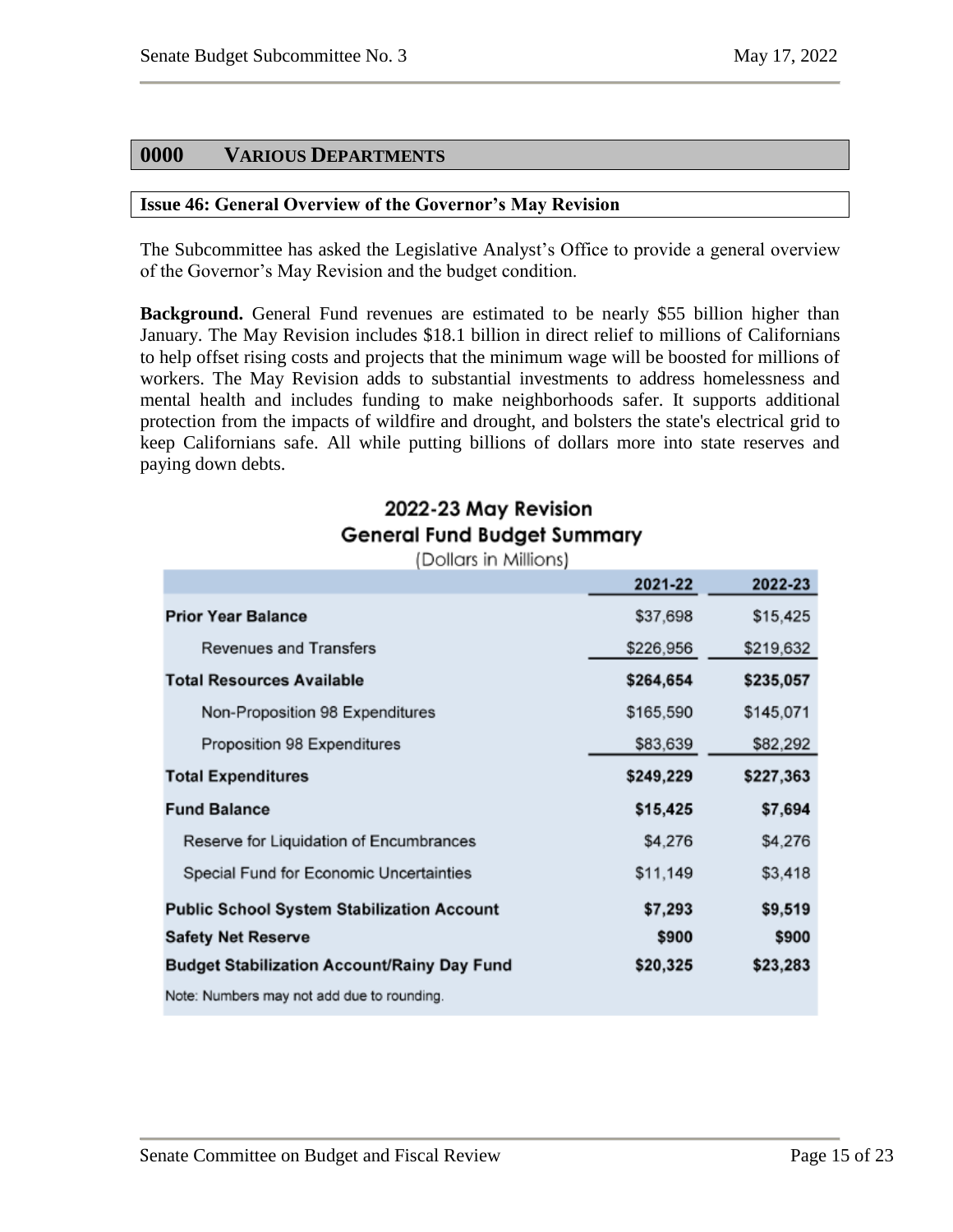## 0000 VARIOUS DEPARTMENTS

### Issue 46: General Overview of the Governor's May Revision

The Subcommittee has asked the Legislative Analyst's Office to provide a general overview of the Governor's May Revision and the budget condition.

**Background.** General Fund revenues are estimated to be nearly $55 billion higher than January. The May Revision includes $18.1 billion in direct relief to millions of Californians to help offset rising costs and projects that the minimum wage will be boosted for millions of workers. The May Revision adds to substantial investments to address homelessness and mental health and includes funding to make neighborhoods safer. It supports additional protection from the impacts of wildfire and drought, and bolsters the state's electrical grid to keep Californians safe. All while putting billions of dollars more into state reserves and paying down debts.

**2022-23 May Revision**
**General Fund Budget Summary**
(Dollars in Millions)

| | 2021-22 | 2022-23 |
|---|---|---|
| **Prior Year Balance** | $37,698 | $15,425 |
| Revenues and Transfers | $226,956 | $219,632 |
| **Total Resources Available** | **$264,654** | **$235,057** |
| Non-Proposition 98 Expenditures | $165,590 | $145,071 |
| Proposition 98 Expenditures | $83,639 | $82,292 |
| **Total Expenditures** | **$249,229** | **$227,363** |
| **Fund Balance** | **$15,425** | **$7,694** |
| Reserve for Liquidation of Encumbrances | $4,276 | $4,276 |
| Special Fund for Economic Uncertainties | $11,149 | $3,418 |
| **Public School System Stabilization Account** | **$7,293** | **$9,519** |
| **Safety Net Reserve** | **$900** | **$900** |
| **Budget Stabilization Account/Rainy Day Fund** | **$20,325** | **$23,283** |

Note: Numbers may not add due to rounding.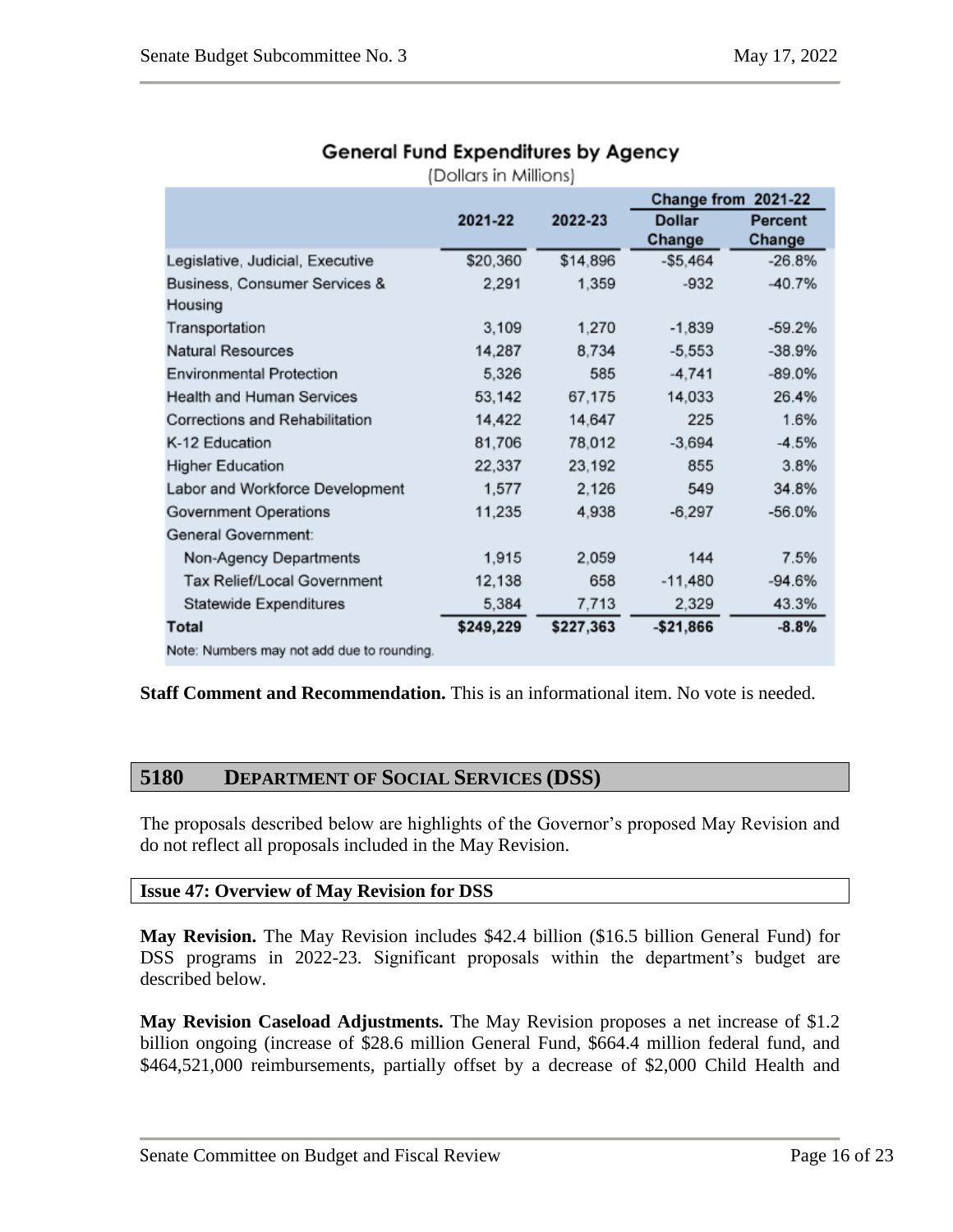**General Fund Expenditures by Agency**

(Dollars in Millions)

| | 2021-22 | 2022-23 | Change from 2021-22 | |
|---|---|---|---|---|
| | | | Dollar Change | Percent Change |
| Legislative, Judicial, Executive | $20,360 | $14,896 | -$5,464 | -26.8% |
| Business, Consumer Services & Housing | 2,291 | 1,359 | -932 | -40.7% |
| Transportation | 3,109 | 1,270 | -1,839 | -59.2% |
| Natural Resources | 14,287 | 8,734 | -5,553 | -38.9% |
| Environmental Protection | 5,326 | 585 | -4,741 | -89.0% |
| Health and Human Services | 53,142 | 67,175 | 14,033 | 26.4% |
| Corrections and Rehabilitation | 14,422 | 14,647 | 225 | 1.6% |
| K-12 Education | 81,706 | 78,012 | -3,694 | -4.5% |
| Higher Education | 22,337 | 23,192 | 855 | 3.8% |
| Labor and Workforce Development | 1,577 | 2,126 | 549 | 34.8% |
| Government Operations | 11,235 | 4,938 | -6,297 | -56.0% |
| General Government: | | | | |
| Non-Agency Departments | 1,915 | 2,059 | 144 | 7.5% |
| Tax Relief/Local Government | 12,138 | 658 | -11,480 | -94.6% |
| Statewide Expenditures | 5,384 | 7,713 | 2,329 | 43.3% |
| **Total** | **$249,229** | **$227,363** | **-$21,866** | **-8.8%** |

Note: Numbers may not add due to rounding.

**Staff Comment and Recommendation.** This is an informational item. No vote is needed.

## 5180 DEPARTMENT OF SOCIAL SERVICES (DSS)

The proposals described below are highlights of the Governor's proposed May Revision and do not reflect all proposals included in the May Revision.

### Issue 47: Overview of May Revision for DSS

**May Revision.** The May Revision includes $42.4 billion ($16.5 billion General Fund) for DSS programs in 2022-23. Significant proposals within the department's budget are described below.

**May Revision Caseload Adjustments.** The May Revision proposes a net increase of $1.2 billion ongoing (increase of $28.6 million General Fund, $664.4 million federal fund, and $464,521,000 reimbursements, partially offset by a decrease of $2,000 Child Health and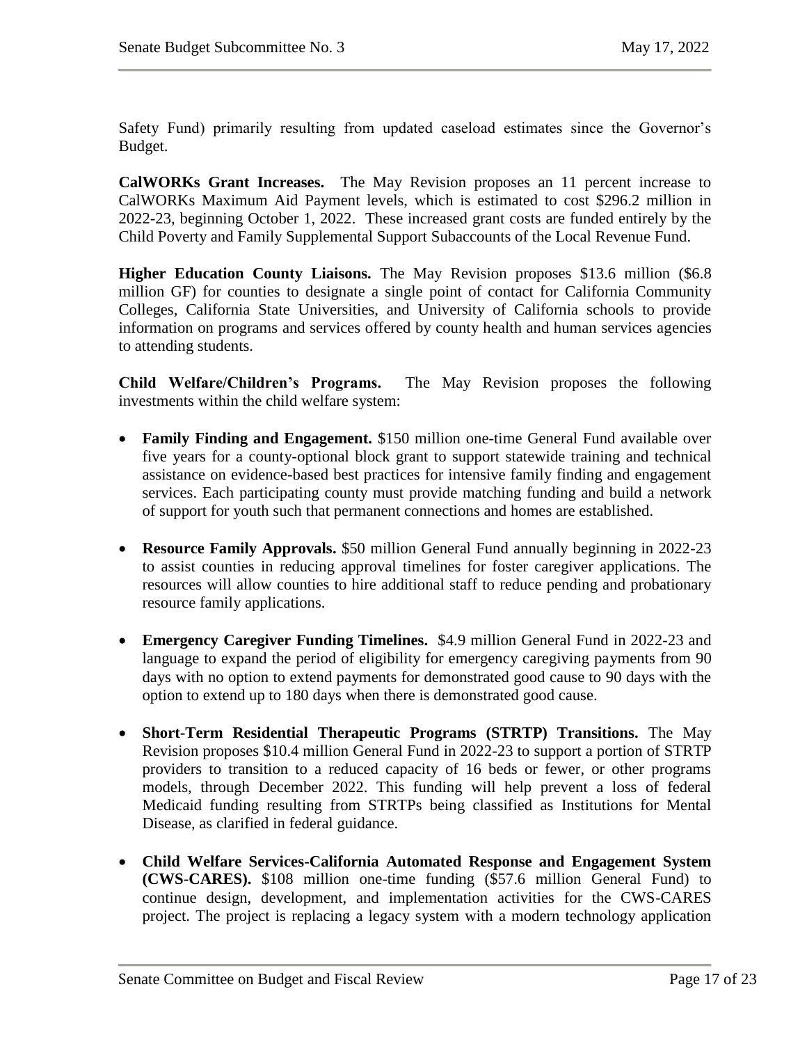Safety Fund) primarily resulting from updated caseload estimates since the Governor's Budget.

**CalWORKs Grant Increases.** The May Revision proposes an 11 percent increase to CalWORKs Maximum Aid Payment levels, which is estimated to cost $296.2 million in 2022-23, beginning October 1, 2022. These increased grant costs are funded entirely by the Child Poverty and Family Supplemental Support Subaccounts of the Local Revenue Fund.

**Higher Education County Liaisons.** The May Revision proposes $13.6 million ($6.8 million GF) for counties to designate a single point of contact for California Community Colleges, California State Universities, and University of California schools to provide information on programs and services offered by county health and human services agencies to attending students.

**Child Welfare/Children's Programs.** The May Revision proposes the following investments within the child welfare system:

- **Family Finding and Engagement.** $150 million one-time General Fund available over five years for a county-optional block grant to support statewide training and technical assistance on evidence-based best practices for intensive family finding and engagement services. Each participating county must provide matching funding and build a network of support for youth such that permanent connections and homes are established.

- **Resource Family Approvals.** $50 million General Fund annually beginning in 2022-23 to assist counties in reducing approval timelines for foster caregiver applications. The resources will allow counties to hire additional staff to reduce pending and probationary resource family applications.

- **Emergency Caregiver Funding Timelines.** $4.9 million General Fund in 2022-23 and language to expand the period of eligibility for emergency caregiving payments from 90 days with no option to extend payments for demonstrated good cause to 90 days with the option to extend up to 180 days when there is demonstrated good cause.

- **Short-Term Residential Therapeutic Programs (STRTP) Transitions.** The May Revision proposes $10.4 million General Fund in 2022-23 to support a portion of STRTP providers to transition to a reduced capacity of 16 beds or fewer, or other programs models, through December 2022. This funding will help prevent a loss of federal Medicaid funding resulting from STRTPs being classified as Institutions for Mental Disease, as clarified in federal guidance.

- **Child Welfare Services-California Automated Response and Engagement System (CWS-CARES).** $108 million one-time funding ($57.6 million General Fund) to continue design, development, and implementation activities for the CWS-CARES project. The project is replacing a legacy system with a modern technology application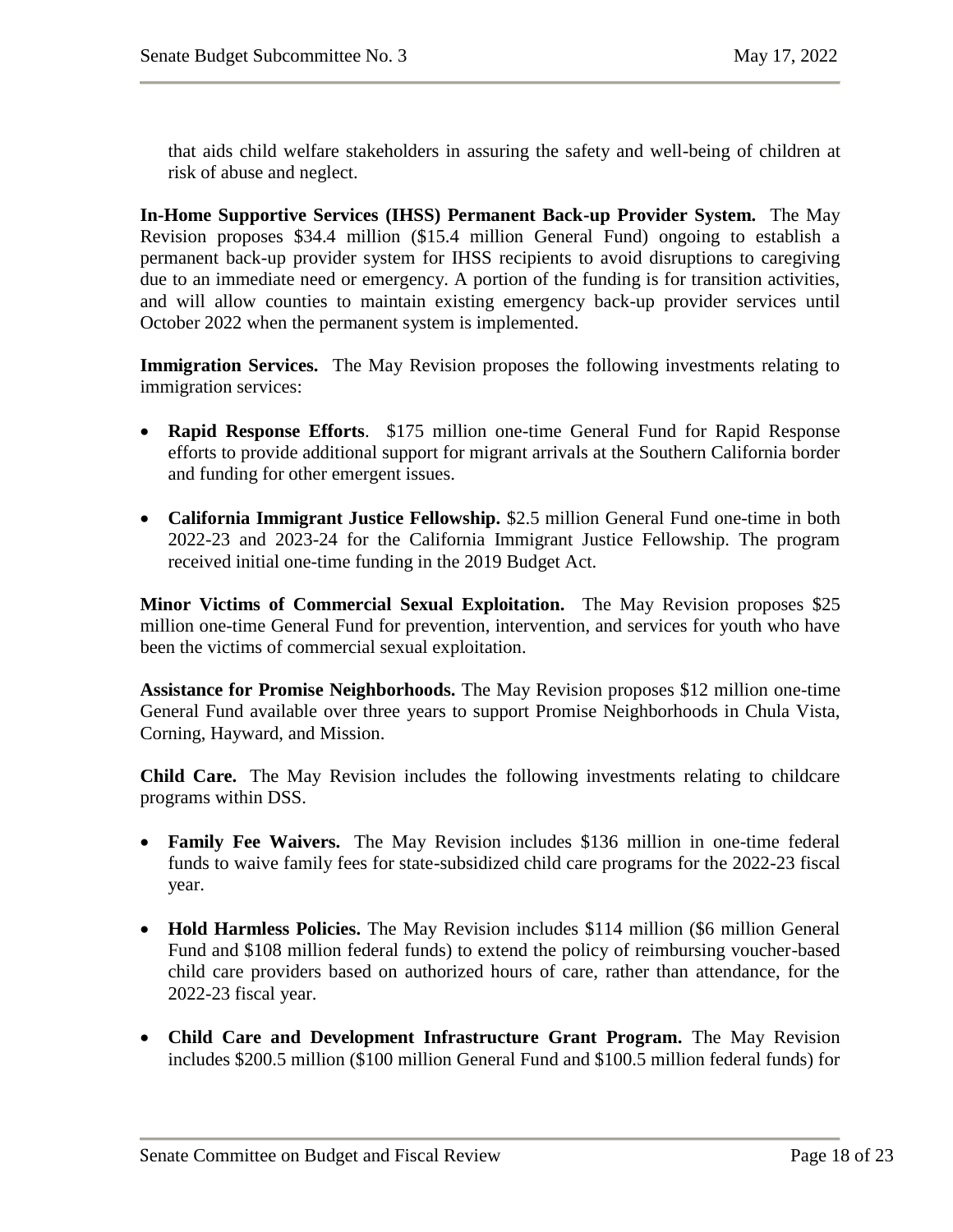that aids child welfare stakeholders in assuring the safety and well-being of children at risk of abuse and neglect.

**In-Home Supportive Services (IHSS) Permanent Back-up Provider System.** The May Revision proposes $34.4 million ($15.4 million General Fund) ongoing to establish a permanent back-up provider system for IHSS recipients to avoid disruptions to caregiving due to an immediate need or emergency. A portion of the funding is for transition activities, and will allow counties to maintain existing emergency back-up provider services until October 2022 when the permanent system is implemented.

**Immigration Services.** The May Revision proposes the following investments relating to immigration services:

- **Rapid Response Efforts**. $175 million one-time General Fund for Rapid Response efforts to provide additional support for migrant arrivals at the Southern California border and funding for other emergent issues.
- **California Immigrant Justice Fellowship.** $2.5 million General Fund one-time in both 2022-23 and 2023-24 for the California Immigrant Justice Fellowship. The program received initial one-time funding in the 2019 Budget Act.

**Minor Victims of Commercial Sexual Exploitation.** The May Revision proposes $25 million one-time General Fund for prevention, intervention, and services for youth who have been the victims of commercial sexual exploitation.

**Assistance for Promise Neighborhoods.** The May Revision proposes $12 million one-time General Fund available over three years to support Promise Neighborhoods in Chula Vista, Corning, Hayward, and Mission.

**Child Care.** The May Revision includes the following investments relating to childcare programs within DSS.

- **Family Fee Waivers.** The May Revision includes $136 million in one-time federal funds to waive family fees for state-subsidized child care programs for the 2022-23 fiscal year.
- **Hold Harmless Policies.** The May Revision includes $114 million ($6 million General Fund and $108 million federal funds) to extend the policy of reimbursing voucher-based child care providers based on authorized hours of care, rather than attendance, for the 2022-23 fiscal year.
- **Child Care and Development Infrastructure Grant Program.** The May Revision includes $200.5 million ($100 million General Fund and $100.5 million federal funds) for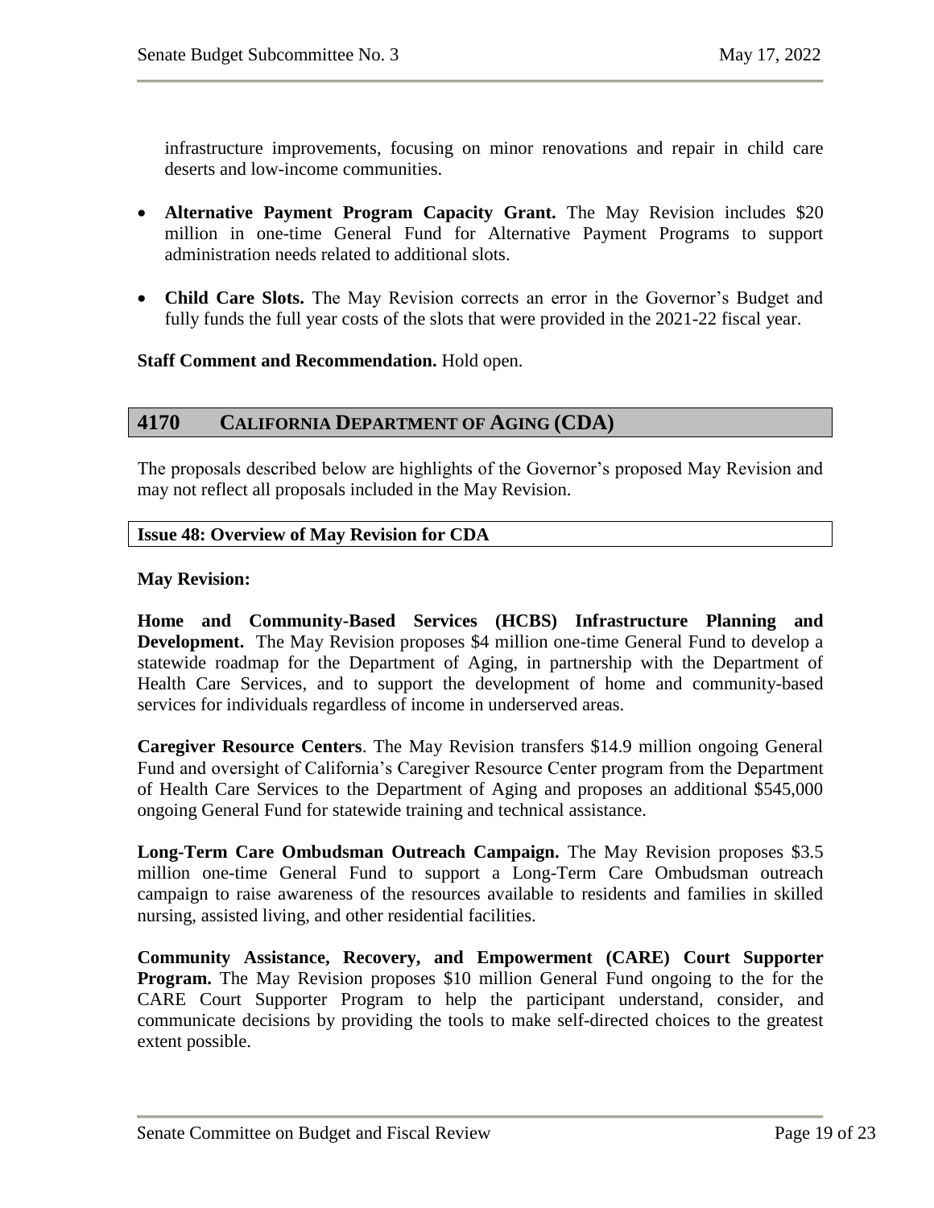infrastructure improvements, focusing on minor renovations and repair in child care deserts and low-income communities.

- **Alternative Payment Program Capacity Grant.** The May Revision includes $20 million in one-time General Fund for Alternative Payment Programs to support administration needs related to additional slots.

- **Child Care Slots.** The May Revision corrects an error in the Governor's Budget and fully funds the full year costs of the slots that were provided in the 2021-22 fiscal year.

**Staff Comment and Recommendation.** Hold open.

## 4170 CALIFORNIA DEPARTMENT OF AGING (CDA)

The proposals described below are highlights of the Governor's proposed May Revision and may not reflect all proposals included in the May Revision.

### Issue 48: Overview of May Revision for CDA

**May Revision:**

**Home and Community-Based Services (HCBS) Infrastructure Planning and Development.** The May Revision proposes $4 million one-time General Fund to develop a statewide roadmap for the Department of Aging, in partnership with the Department of Health Care Services, and to support the development of home and community-based services for individuals regardless of income in underserved areas.

**Caregiver Resource Centers**. The May Revision transfers $14.9 million ongoing General Fund and oversight of California's Caregiver Resource Center program from the Department of Health Care Services to the Department of Aging and proposes an additional $545,000 ongoing General Fund for statewide training and technical assistance.

**Long-Term Care Ombudsman Outreach Campaign.** The May Revision proposes $3.5 million one-time General Fund to support a Long-Term Care Ombudsman outreach campaign to raise awareness of the resources available to residents and families in skilled nursing, assisted living, and other residential facilities.

**Community Assistance, Recovery, and Empowerment (CARE) Court Supporter Program.** The May Revision proposes $10 million General Fund ongoing to the for the CARE Court Supporter Program to help the participant understand, consider, and communicate decisions by providing the tools to make self-directed choices to the greatest extent possible.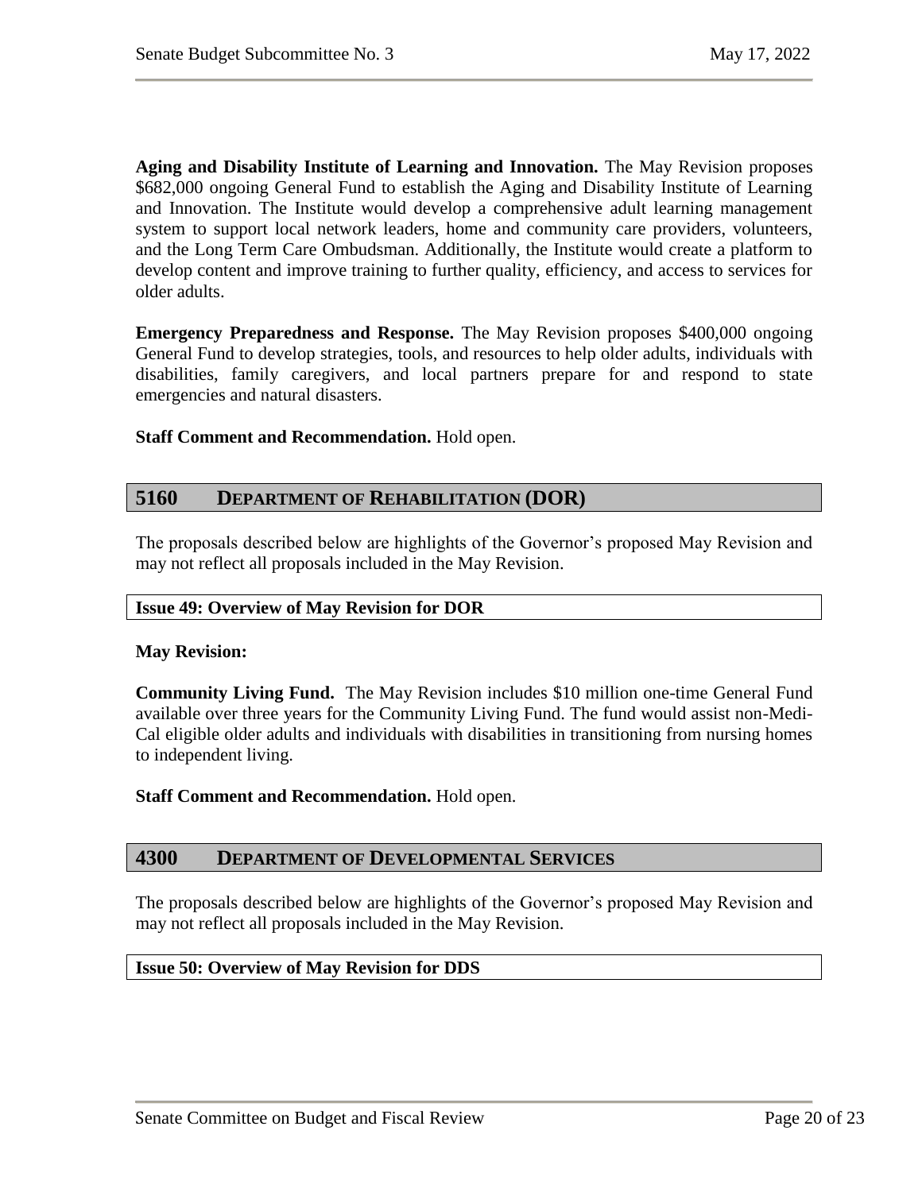**Aging and Disability Institute of Learning and Innovation.** The May Revision proposes $682,000 ongoing General Fund to establish the Aging and Disability Institute of Learning and Innovation. The Institute would develop a comprehensive adult learning management system to support local network leaders, home and community care providers, volunteers, and the Long Term Care Ombudsman. Additionally, the Institute would create a platform to develop content and improve training to further quality, efficiency, and access to services for older adults.

**Emergency Preparedness and Response.** The May Revision proposes $400,000 ongoing General Fund to develop strategies, tools, and resources to help older adults, individuals with disabilities, family caregivers, and local partners prepare for and respond to state emergencies and natural disasters.

**Staff Comment and Recommendation.** Hold open.

## 5160 DEPARTMENT OF REHABILITATION (DOR)

The proposals described below are highlights of the Governor's proposed May Revision and may not reflect all proposals included in the May Revision.

### Issue 49: Overview of May Revision for DOR

**May Revision:**

**Community Living Fund.** The May Revision includes $10 million one-time General Fund available over three years for the Community Living Fund. The fund would assist non-Medi-Cal eligible older adults and individuals with disabilities in transitioning from nursing homes to independent living.

**Staff Comment and Recommendation.** Hold open.

## 4300 DEPARTMENT OF DEVELOPMENTAL SERVICES

The proposals described below are highlights of the Governor's proposed May Revision and may not reflect all proposals included in the May Revision.

### Issue 50: Overview of May Revision for DDS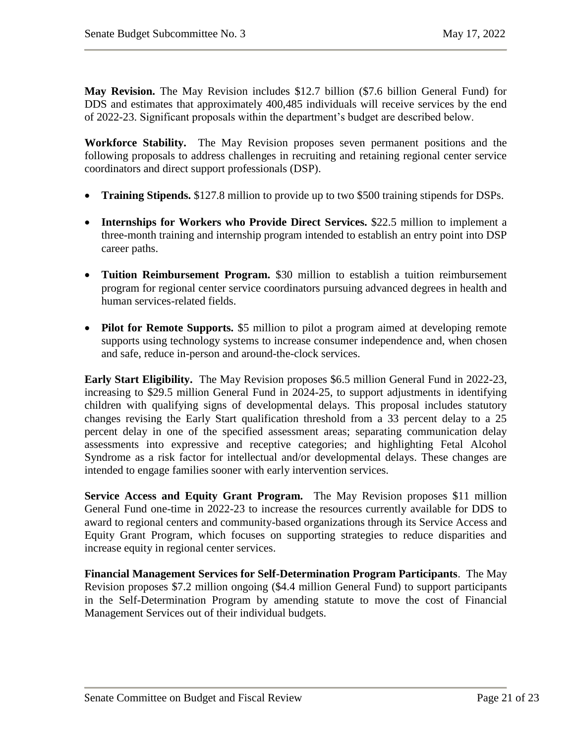**May Revision.** The May Revision includes \$12.7 billion (\$7.6 billion General Fund) for DDS and estimates that approximately 400,485 individuals will receive services by the end of 2022-23. Significant proposals within the department's budget are described below.

**Workforce Stability.** The May Revision proposes seven permanent positions and the following proposals to address challenges in recruiting and retaining regional center service coordinators and direct support professionals (DSP).

- **Training Stipends.** \$127.8 million to provide up to two \$500 training stipends for DSPs.
- **Internships for Workers who Provide Direct Services.** \$22.5 million to implement a three-month training and internship program intended to establish an entry point into DSP career paths.
- **Tuition Reimbursement Program.** \$30 million to establish a tuition reimbursement program for regional center service coordinators pursuing advanced degrees in health and human services-related fields.
- **Pilot for Remote Supports.** \$5 million to pilot a program aimed at developing remote supports using technology systems to increase consumer independence and, when chosen and safe, reduce in-person and around-the-clock services.

**Early Start Eligibility.** The May Revision proposes \$6.5 million General Fund in 2022-23, increasing to \$29.5 million General Fund in 2024-25, to support adjustments in identifying children with qualifying signs of developmental delays. This proposal includes statutory changes revising the Early Start qualification threshold from a 33 percent delay to a 25 percent delay in one of the specified assessment areas; separating communication delay assessments into expressive and receptive categories; and highlighting Fetal Alcohol Syndrome as a risk factor for intellectual and/or developmental delays. These changes are intended to engage families sooner with early intervention services.

**Service Access and Equity Grant Program.** The May Revision proposes \$11 million General Fund one-time in 2022-23 to increase the resources currently available for DDS to award to regional centers and community-based organizations through its Service Access and Equity Grant Program, which focuses on supporting strategies to reduce disparities and increase equity in regional center services.

**Financial Management Services for Self-Determination Program Participants**. The May Revision proposes \$7.2 million ongoing (\$4.4 million General Fund) to support participants in the Self-Determination Program by amending statute to move the cost of Financial Management Services out of their individual budgets.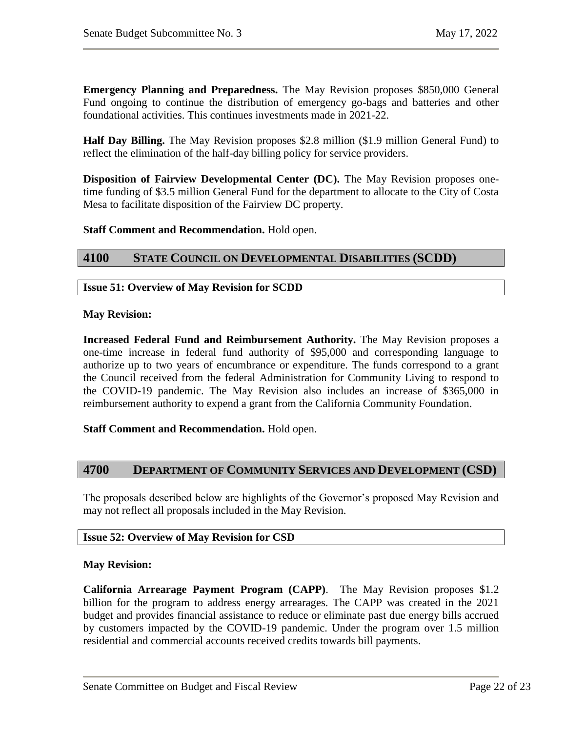**Emergency Planning and Preparedness.** The May Revision proposes $850,000 General Fund ongoing to continue the distribution of emergency go-bags and batteries and other foundational activities. This continues investments made in 2021-22.

**Half Day Billing.** The May Revision proposes $2.8 million ($1.9 million General Fund) to reflect the elimination of the half-day billing policy for service providers.

**Disposition of Fairview Developmental Center (DC).** The May Revision proposes one-time funding of $3.5 million General Fund for the department to allocate to the City of Costa Mesa to facilitate disposition of the Fairview DC property.

**Staff Comment and Recommendation.** Hold open.

## 4100 STATE COUNCIL ON DEVELOPMENTAL DISABILITIES (SCDD)

### Issue 51: Overview of May Revision for SCDD

**May Revision:**

**Increased Federal Fund and Reimbursement Authority.** The May Revision proposes a one-time increase in federal fund authority of $95,000 and corresponding language to authorize up to two years of encumbrance or expenditure. The funds correspond to a grant the Council received from the federal Administration for Community Living to respond to the COVID-19 pandemic. The May Revision also includes an increase of $365,000 in reimbursement authority to expend a grant from the California Community Foundation.

**Staff Comment and Recommendation.** Hold open.

## 4700 DEPARTMENT OF COMMUNITY SERVICES AND DEVELOPMENT (CSD)

The proposals described below are highlights of the Governor's proposed May Revision and may not reflect all proposals included in the May Revision.

### Issue 52: Overview of May Revision for CSD

**May Revision:**

**California Arrearage Payment Program (CAPP)**. The May Revision proposes $1.2 billion for the program to address energy arrearages. The CAPP was created in the 2021 budget and provides financial assistance to reduce or eliminate past due energy bills accrued by customers impacted by the COVID-19 pandemic. Under the program over 1.5 million residential and commercial accounts received credits towards bill payments.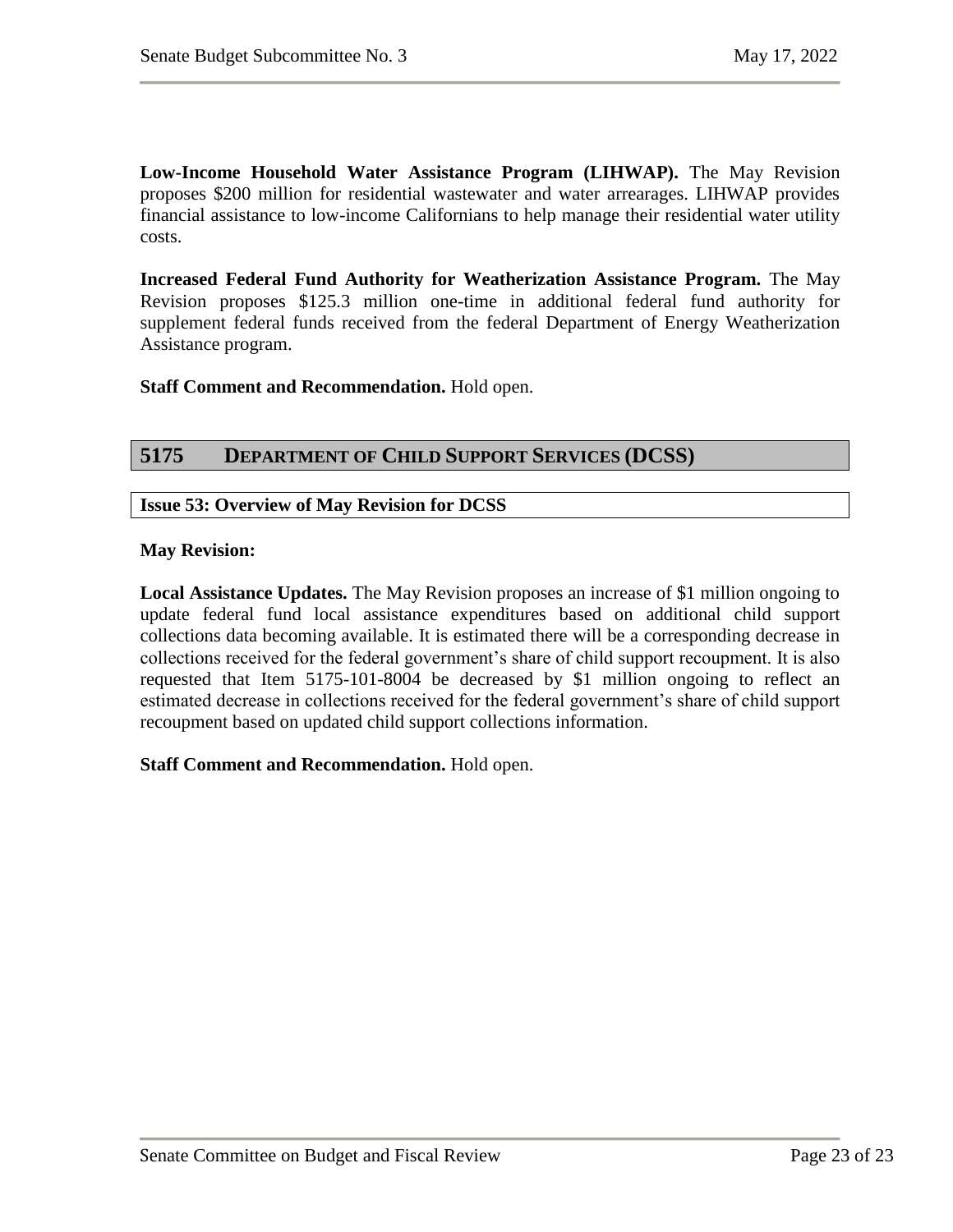**Low-Income Household Water Assistance Program (LIHWAP).** The May Revision proposes $200 million for residential wastewater and water arrearages. LIHWAP provides financial assistance to low-income Californians to help manage their residential water utility costs.

**Increased Federal Fund Authority for Weatherization Assistance Program.** The May Revision proposes $125.3 million one-time in additional federal fund authority for supplement federal funds received from the federal Department of Energy Weatherization Assistance program.

**Staff Comment and Recommendation.** Hold open.

## 5175 DEPARTMENT OF CHILD SUPPORT SERVICES (DCSS)

### Issue 53: Overview of May Revision for DCSS

**May Revision:**

**Local Assistance Updates.** The May Revision proposes an increase of $1 million ongoing to update federal fund local assistance expenditures based on additional child support collections data becoming available. It is estimated there will be a corresponding decrease in collections received for the federal government's share of child support recoupment. It is also requested that Item 5175-101-8004 be decreased by $1 million ongoing to reflect an estimated decrease in collections received for the federal government's share of child support recoupment based on updated child support collections information.

**Staff Comment and Recommendation.** Hold open.